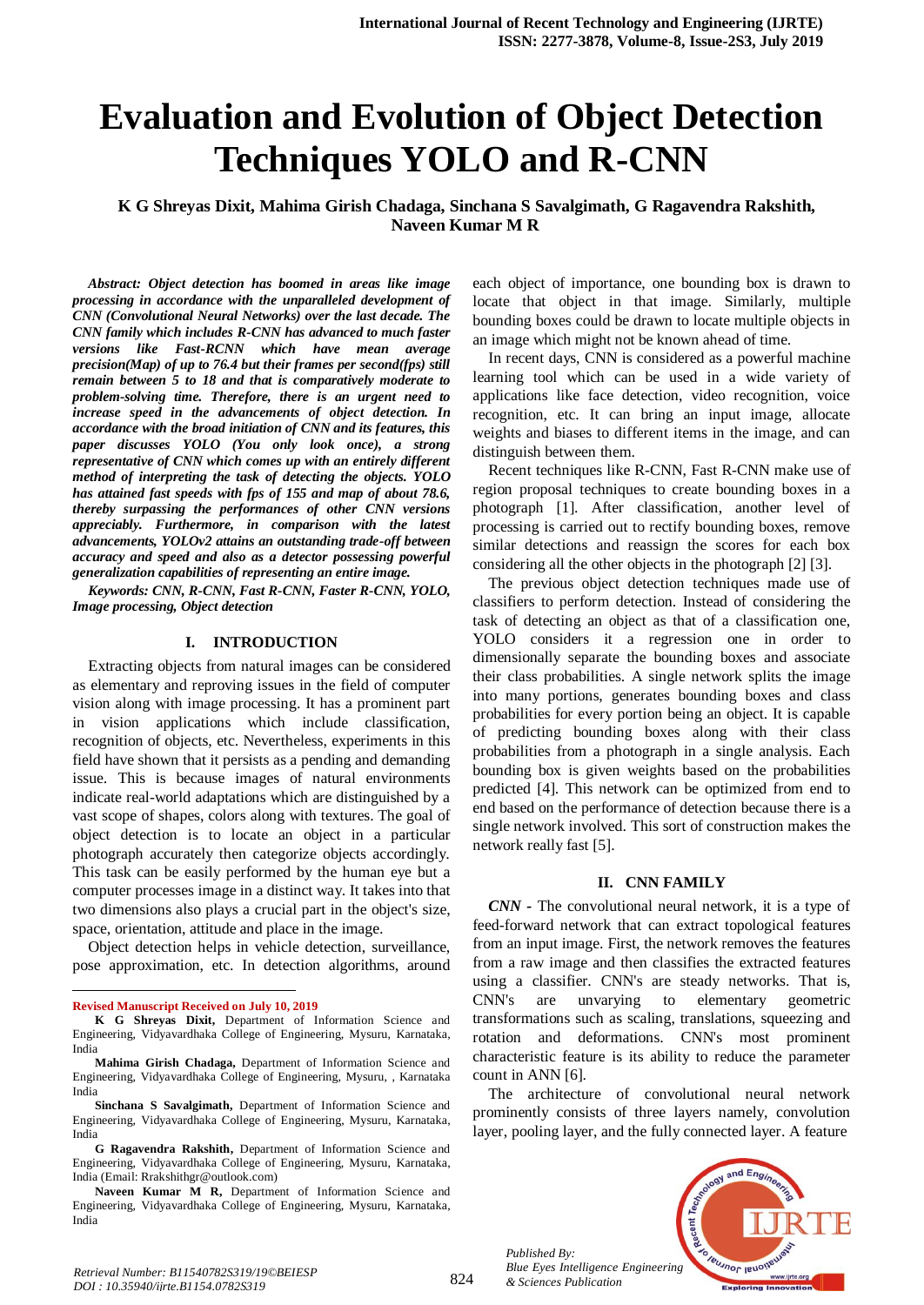# Evaluation and Evolution of Object Detection Techniques YOLO and R-CNN

**K G Shreyas Dixit, Mahima Girish Chadaga, Sinchana S Savalgimath, G Ragavendra Rakshith, Naveen Kumar M R**

***Abstract:*** ***Object detection has boomed in areas like image processing in accordance with the unparalleled development of CNN (Convolutional Neural Networks) over the last decade. The CNN family which includes R-CNN has advanced to much faster versions like Fast-RCNN which have mean average precision(Map) of up to 76.4 but their frames per second(fps) still remain between 5 to 18 and that is comparatively moderate to problem-solving time. Therefore, there is an urgent need to increase speed in the advancements of object detection. In accordance with the broad initiation of CNN and its features, this paper discusses YOLO (You only look once), a strong representative of CNN which comes up with an entirely different method of interpreting the task of detecting the objects. YOLO has attained fast speeds with fps of 155 and map of about 78.6, thereby surpassing the performances of other CNN versions appreciably. Furthermore, in comparison with the latest advancements, YOLOv2 attains an outstanding trade-off between accuracy and speed and also as a detector possessing powerful generalization capabilities of representing an entire image.***

***Keywords: CNN, R-CNN, Fast R-CNN, Faster R-CNN, YOLO, Image processing, Object detection***

## I. INTRODUCTION

Extracting objects from natural images can be considered as elementary and reproving issues in the field of computer vision along with image processing. It has a prominent part in vision applications which include classification, recognition of objects, etc. Nevertheless, experiments in this field have shown that it persists as a pending and demanding issue. This is because images of natural environments indicate real-world adaptations which are distinguished by a vast scope of shapes, colors along with textures. The goal of object detection is to locate an object in a particular photograph accurately then categorize objects accordingly. This task can be easily performed by the human eye but a computer processes image in a distinct way. It takes into that two dimensions also plays a crucial part in the object's size, space, orientation, attitude and place in the image.

Object detection helps in vehicle detection, surveillance, pose approximation, etc. In detection algorithms, around each object of importance, one bounding box is drawn to locate that object in that image. Similarly, multiple bounding boxes could be drawn to locate multiple objects in an image which might not be known ahead of time.

In recent days, CNN is considered as a powerful machine learning tool which can be used in a wide variety of applications like face detection, video recognition, voice recognition, etc. It can bring an input image, allocate weights and biases to different items in the image, and can distinguish between them.

Recent techniques like R-CNN, Fast R-CNN make use of region proposal techniques to create bounding boxes in a photograph [1]. After classification, another level of processing is carried out to rectify bounding boxes, remove similar detections and reassign the scores for each box considering all the other objects in the photograph [2] [3].

The previous object detection techniques made use of classifiers to perform detection. Instead of considering the task of detecting an object as that of a classification one, YOLO considers it a regression one in order to dimensionally separate the bounding boxes and associate their class probabilities. A single network splits the image into many portions, generates bounding boxes and class probabilities for every portion being an object. It is capable of predicting bounding boxes along with their class probabilities from a photograph in a single analysis. Each bounding box is given weights based on the probabilities predicted [4]. This network can be optimized from end to end based on the performance of detection because there is a single network involved. This sort of construction makes the network really fast [5].

## II. CNN FAMILY

***CNN -*** The convolutional neural network, it is a type of feed-forward network that can extract topological features from an input image. First, the network removes the features from a raw image and then classifies the extracted features using a classifier. CNN's are steady networks. That is, CNN's are unvarying to elementary geometric transformations such as scaling, translations, squeezing and rotation and deformations. CNN's most prominent characteristic feature is its ability to reduce the parameter count in ANN [6].

The architecture of convolutional neural network prominently consists of three layers namely, convolution layer, pooling layer, and the fully connected layer. A feature

---

**Revised Manuscript Received on July 10, 2019**

**K G Shreyas Dixit,** Department of Information Science and Engineering, Vidyavardhaka College of Engineering, Mysuru, Karnataka, India

**Mahima Girish Chadaga,** Department of Information Science and Engineering, Vidyavardhaka College of Engineering, Mysuru, , Karnataka India

**Sinchana S Savalgimath,** Department of Information Science and Engineering, Vidyavardhaka College of Engineering, Mysuru, Karnataka, India

**G Ragavendra Rakshith,** Department of Information Science and Engineering, Vidyavardhaka College of Engineering, Mysuru, Karnataka, India (Email: Rrakshithgr@outlook.com)

**Naveen Kumar M R,** Department of Information Science and Engineering, Vidyavardhaka College of Engineering, Mysuru, Karnataka, India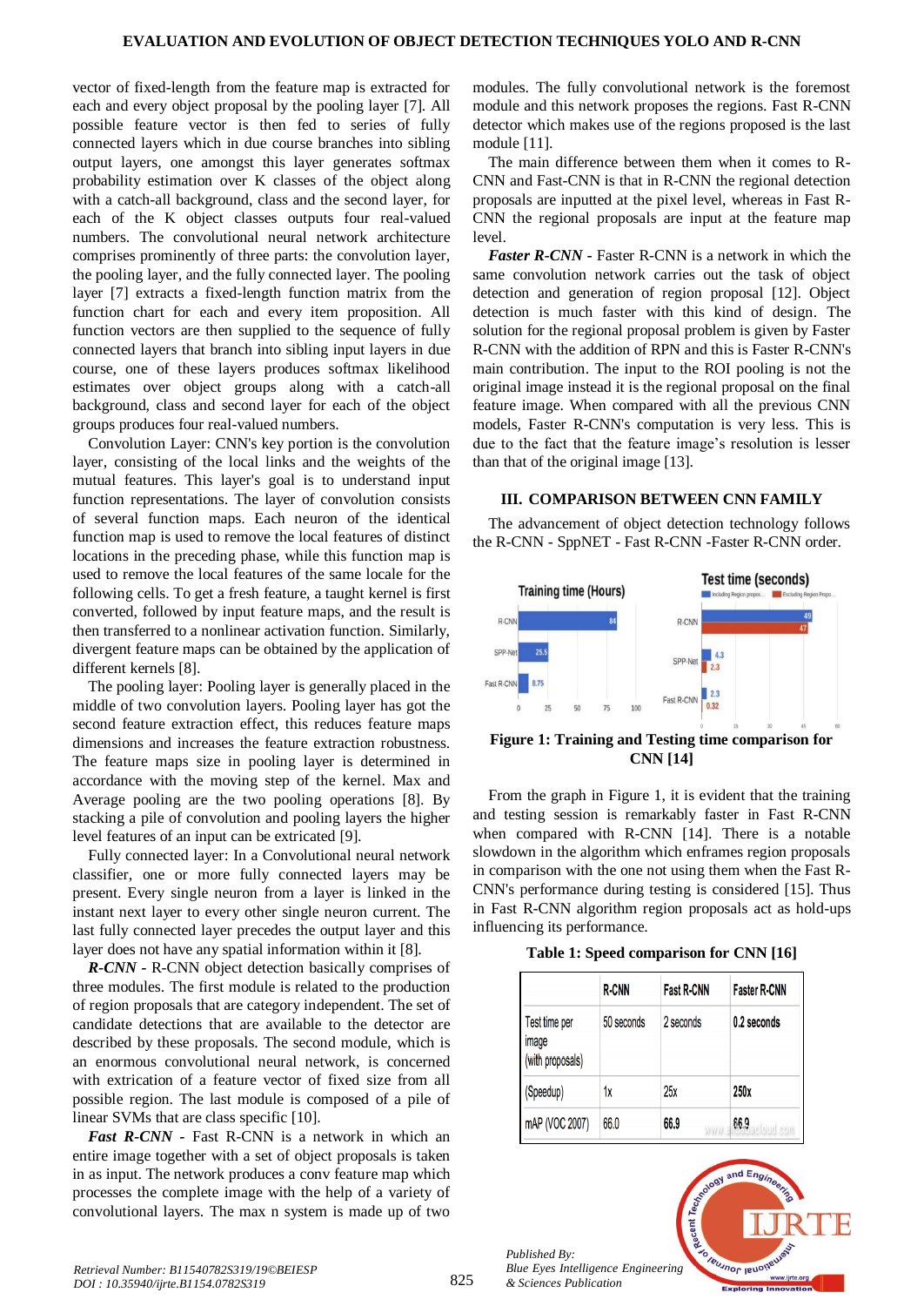vector of fixed-length from the feature map is extracted for each and every object proposal by the pooling layer [7]. All possible feature vector is then fed to series of fully connected layers which in due course branches into sibling output layers, one amongst this layer generates softmax probability estimation over K classes of the object along with a catch-all background, class and the second layer, for each of the K object classes outputs four real-valued numbers. The convolutional neural network architecture comprises prominently of three parts: the convolution layer, the pooling layer, and the fully connected layer. The pooling layer [7] extracts a fixed-length function matrix from the function chart for each and every item proposition. All function vectors are then supplied to the sequence of fully connected layers that branch into sibling input layers in due course, one of these layers produces softmax likelihood estimates over object groups along with a catch-all background, class and second layer for each of the object groups produces four real-valued numbers.

Convolution Layer: CNN's key portion is the convolution layer, consisting of the local links and the weights of the mutual features. This layer's goal is to understand input function representations. The layer of convolution consists of several function maps. Each neuron of the identical function map is used to remove the local features of distinct locations in the preceding phase, while this function map is used to remove the local features of the same locale for the following cells. To get a fresh feature, a taught kernel is first converted, followed by input feature maps, and the result is then transferred to a nonlinear activation function. Similarly, divergent feature maps can be obtained by the application of different kernels [8].

The pooling layer: Pooling layer is generally placed in the middle of two convolution layers. Pooling layer has got the second feature extraction effect, this reduces feature maps dimensions and increases the feature extraction robustness. The feature maps size in pooling layer is determined in accordance with the moving step of the kernel. Max and Average pooling are the two pooling operations [8]. By stacking a pile of convolution and pooling layers the higher level features of an input can be extricated [9].

Fully connected layer: In a Convolutional neural network classifier, one or more fully connected layers may be present. Every single neuron from a layer is linked in the instant next layer to every other single neuron current. The last fully connected layer precedes the output layer and this layer does not have any spatial information within it [8].

***R-CNN*** - R-CNN object detection basically comprises of three modules. The first module is related to the production of region proposals that are category independent. The set of candidate detections that are available to the detector are described by these proposals. The second module, which is an enormous convolutional neural network, is concerned with extrication of a feature vector of fixed size from all possible region. The last module is composed of a pile of linear SVMs that are class specific [10].

***Fast R-CNN*** - Fast R-CNN is a network in which an entire image together with a set of object proposals is taken in as input. The network produces a conv feature map which processes the complete image with the help of a variety of convolutional layers. The max n system is made up of two modules. The fully convolutional network is the foremost module and this network proposes the regions. Fast R-CNN detector which makes use of the regions proposed is the last module [11].

The main difference between them when it comes to R-CNN and Fast-CNN is that in R-CNN the regional detection proposals are inputted at the pixel level, whereas in Fast R-CNN the regional proposals are input at the feature map level.

***Faster R-CNN*** - Faster R-CNN is a network in which the same convolution network carries out the task of object detection and generation of region proposal [12]. Object detection is much faster with this kind of design. The solution for the regional proposal problem is given by Faster R-CNN with the addition of RPN and this is Faster R-CNN's main contribution. The input to the ROI pooling is not the original image instead it is the regional proposal on the final feature image. When compared with all the previous CNN models, Faster R-CNN's computation is very less. This is due to the fact that the feature image's resolution is lesser than that of the original image [13].

## III. COMPARISON BETWEEN CNN FAMILY

The advancement of object detection technology follows the R-CNN - SppNET - Fast R-CNN -Faster R-CNN order.

**Figure 1: Training and Testing time comparison for CNN [14]**

From the graph in Figure 1, it is evident that the training and testing session is remarkably faster in Fast R-CNN when compared with R-CNN [14]. There is a notable slowdown in the algorithm which enframes region proposals in comparison with the one not using them when the Fast R-CNN's performance during testing is considered [15]. Thus in Fast R-CNN algorithm region proposals act as hold-ups influencing its performance.

**Table 1: Speed comparison for CNN [16]**

| | R-CNN | Fast R-CNN | Faster R-CNN |
|---|---|---|---|
| Test time per image (with proposals) | 50 seconds | 2 seconds | 0.2 seconds |
| (Speedup) | 1x | 25x | 250x |
| mAP (VOC 2007) | 66.0 | 66.9 | 66.9 |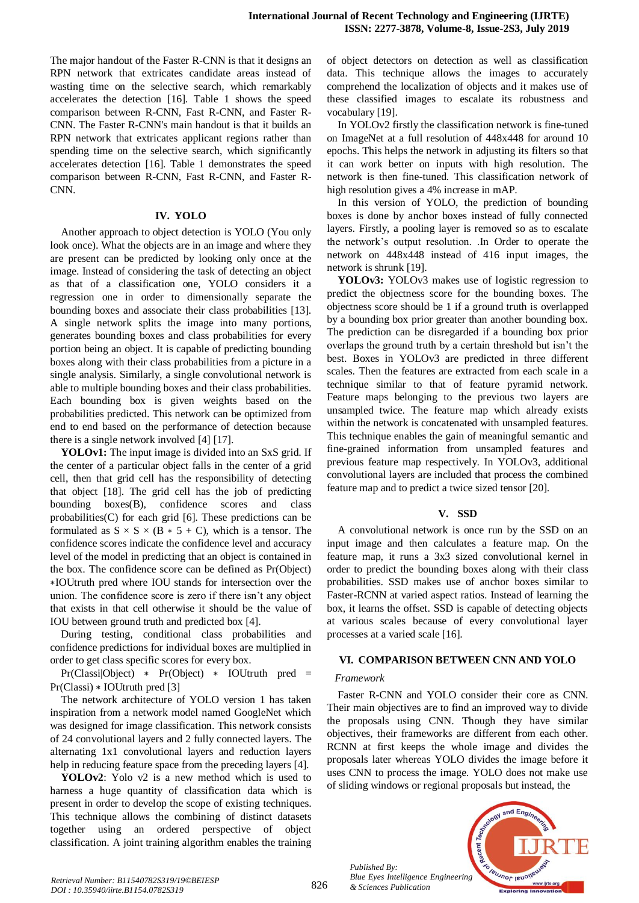The major handout of the Faster R-CNN is that it designs an RPN network that extricates candidate areas instead of wasting time on the selective search, which remarkably accelerates the detection [16]. Table 1 shows the speed comparison between R-CNN, Fast R-CNN, and Faster R-CNN. The Faster R-CNN's main handout is that it builds an RPN network that extricates applicant regions rather than spending time on the selective search, which significantly accelerates detection [16]. Table 1 demonstrates the speed comparison between R-CNN, Fast R-CNN, and Faster R-CNN.

## IV. YOLO

Another approach to object detection is YOLO (You only look once). What the objects are in an image and where they are present can be predicted by looking only once at the image. Instead of considering the task of detecting an object as that of a classification one, YOLO considers it a regression one in order to dimensionally separate the bounding boxes and associate their class probabilities [13]. A single network splits the image into many portions, generates bounding boxes and class probabilities for every portion being an object. It is capable of predicting bounding boxes along with their class probabilities from a picture in a single analysis. Similarly, a single convolutional network is able to multiple bounding boxes and their class probabilities. Each bounding box is given weights based on the probabilities predicted. This network can be optimized from end to end based on the performance of detection because there is a single network involved [4] [17].

**YOLOv1:** The input image is divided into an SxS grid. If the center of a particular object falls in the center of a grid cell, then that grid cell has the responsibility of detecting that object [18]. The grid cell has the job of predicting bounding boxes(B), confidence scores and class probabilities(C) for each grid [6]. These predictions can be formulated as $S \times S \times (B * 5 + C)$, which is a tensor. The confidence scores indicate the confidence level and accuracy level of the model in predicting that an object is contained in the box. The confidence score can be defined as Pr(Object) ∗IOUtruth pred where IOU stands for intersection over the union. The confidence score is zero if there isn't any object that exists in that cell otherwise it should be the value of IOU between ground truth and predicted box [4].

During testing, conditional class probabilities and confidence predictions for individual boxes are multiplied in order to get class specific scores for every box.

$$\Pr(\text{Class}_i|\text{Object}) * \Pr(\text{Object}) * \text{IOU}^{\text{truth}}_{\text{pred}} = \Pr(\text{Class}_i) * \text{IOU}^{\text{truth}}_{\text{pred}} \text{ [3]}$$

The network architecture of YOLO version 1 has taken inspiration from a network model named GoogleNet which was designed for image classification. This network consists of 24 convolutional layers and 2 fully connected layers. The alternating 1x1 convolutional layers and reduction layers help in reducing feature space from the preceding layers [4].

**YOLOv2**: Yolo v2 is a new method which is used to harness a huge quantity of classification data which is present in order to develop the scope of existing techniques. This technique allows the combining of distinct datasets together using an ordered perspective of object classification. A joint training algorithm enables the training of object detectors on detection as well as classification data. This technique allows the images to accurately comprehend the localization of objects and it makes use of these classified images to escalate its robustness and vocabulary [19].

In YOLOv2 firstly the classification network is fine-tuned on ImageNet at a full resolution of 448x448 for around 10 epochs. This helps the network in adjusting its filters so that it can work better on inputs with high resolution. The network is then fine-tuned. This classification network of high resolution gives a 4% increase in mAP.

In this version of YOLO, the prediction of bounding boxes is done by anchor boxes instead of fully connected layers. Firstly, a pooling layer is removed so as to escalate the network's output resolution. .In Order to operate the network on 448x448 instead of 416 input images, the network is shrunk [19].

**YOLOv3:** YOLOv3 makes use of logistic regression to predict the objectness score for the bounding boxes. The objectness score should be 1 if a ground truth is overlapped by a bounding box prior greater than another bounding box. The prediction can be disregarded if a bounding box prior overlaps the ground truth by a certain threshold but isn't the best. Boxes in YOLOv3 are predicted in three different scales. Then the features are extracted from each scale in a technique similar to that of feature pyramid network. Feature maps belonging to the previous two layers are unsampled twice. The feature map which already exists within the network is concatenated with unsampled features. This technique enables the gain of meaningful semantic and fine-grained information from unsampled features and previous feature map respectively. In YOLOv3, additional convolutional layers are included that process the combined feature map and to predict a twice sized tensor [20].

## V. SSD

A convolutional network is once run by the SSD on an input image and then calculates a feature map. On the feature map, it runs a 3x3 sized convolutional kernel in order to predict the bounding boxes along with their class probabilities. SSD makes use of anchor boxes similar to Faster-RCNN at varied aspect ratios. Instead of learning the box, it learns the offset. SSD is capable of detecting objects at various scales because of every convolutional layer processes at a varied scale [16].

## VI. COMPARISON BETWEEN CNN AND YOLO

*Framework*

Faster R-CNN and YOLO consider their core as CNN. Their main objectives are to find an improved way to divide the proposals using CNN. Though they have similar objectives, their frameworks are different from each other. RCNN at first keeps the whole image and divides the proposals later whereas YOLO divides the image before it uses CNN to process the image. YOLO does not make use of sliding windows or regional proposals but instead, the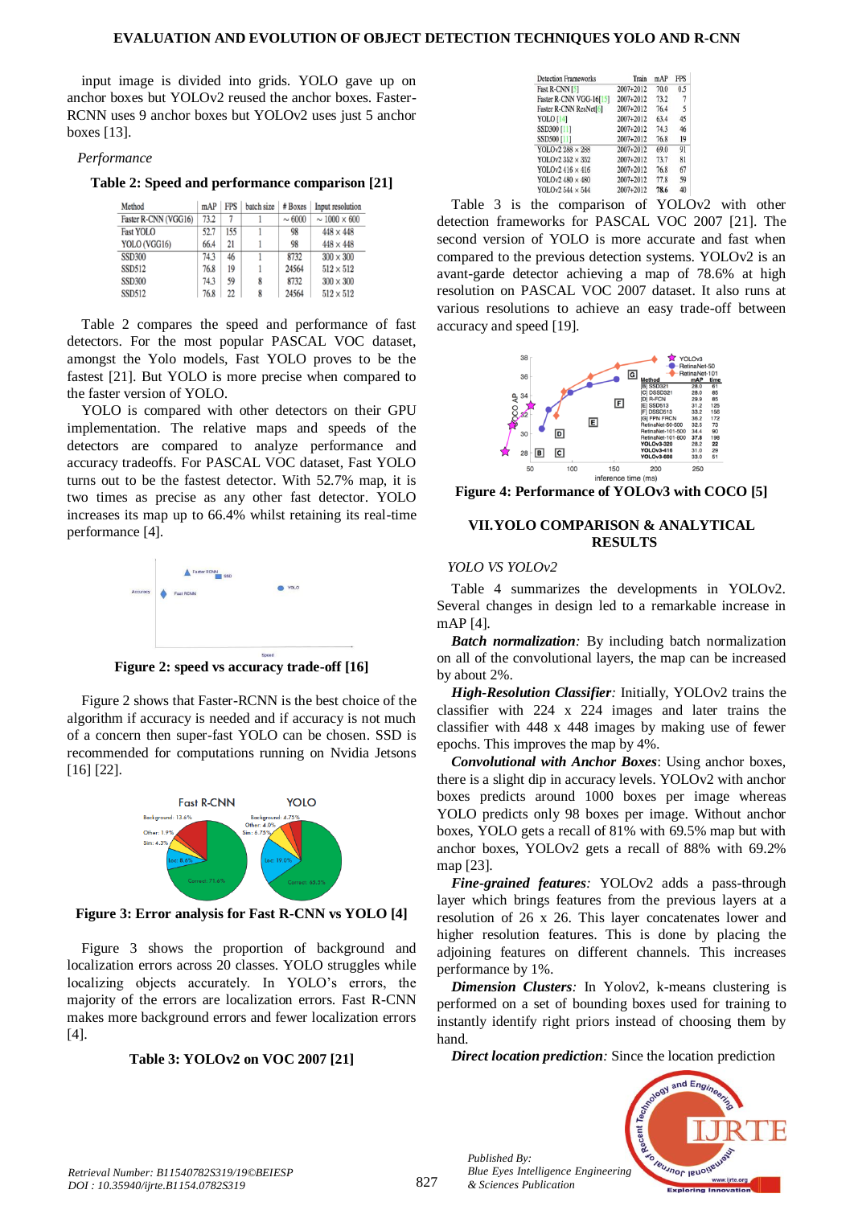input image is divided into grids. YOLO gave up on anchor boxes but YOLOv2 reused the anchor boxes. Faster-RCNN uses 9 anchor boxes but YOLOv2 uses just 5 anchor boxes [13].

*Performance*

**Table 2: Speed and performance comparison [21]**

| Method | mAP | FPS | batch size | # Boxes | Input resolution |
|---|---|---|---|---|---|
| Faster R-CNN (VGG16) | 73.2 | 7 | 1 | ~ 6000 | ~ 1000 × 600 |
| Fast YOLO | 52.7 | 155 | 1 | 98 | 448 × 448 |
| YOLO (VGG16) | 66.4 | 21 | 1 | 98 | 448 × 448 |
| SSD300 | 74.3 | 46 | 1 | 8732 | 300 × 300 |
| SSD512 | 76.8 | 19 | 1 | 24564 | 512 × 512 |
| SSD300 | 74.3 | 59 | 8 | 8732 | 300 × 300 |
| SSD512 | 76.8 | 22 | 8 | 24564 | 512 × 512 |

Table 2 compares the speed and performance of fast detectors. For the most popular PASCAL VOC dataset, amongst the Yolo models, Fast YOLO proves to be the fastest [21]. But YOLO is more precise when compared to the faster version of YOLO.

YOLO is compared with other detectors on their GPU implementation. The relative maps and speeds of the detectors are compared to analyze performance and accuracy tradeoffs. For PASCAL VOC dataset, Fast YOLO turns out to be the fastest detector. With 52.7% map, it is two times as precise as any other fast detector. YOLO increases its map up to 66.4% whilst retaining its real-time performance [4].

**Figure 2: speed vs accuracy trade-off [16]**

Figure 2 shows that Faster-RCNN is the best choice of the algorithm if accuracy is needed and if accuracy is not much of a concern then super-fast YOLO can be chosen. SSD is recommended for computations running on Nvidia Jetsons [16] [22].

**Figure 3: Error analysis for Fast R-CNN vs YOLO [4]**

Figure 3 shows the proportion of background and localization errors across 20 classes. YOLO struggles while localizing objects accurately. In YOLO's errors, the majority of the errors are localization errors. Fast R-CNN makes more background errors and fewer localization errors [4].

**Table 3: YOLOv2 on VOC 2007 [21]**

| Detection Frameworks | Train | mAP | FPS |
|---|---|---|---|
| Fast R-CNN [5] | 2007+2012 | 70.0 | 0.5 |
| Faster R-CNN VGG-16[15] | 2007+2012 | 73.2 | 7 |
| Faster R-CNN ResNet[6] | 2007+2012 | 76.4 | 5 |
| YOLO [14] | 2007+2012 | 63.4 | 45 |
| SSD300 [11] | 2007+2012 | 74.3 | 46 |
| SSD500 [11] | 2007+2012 | 76.8 | 19 |
| YOLOv2 288 × 288 | 2007+2012 | 69.0 | 91 |
| YOLOv2 352 × 352 | 2007+2012 | 73.7 | 81 |
| YOLOv2 416 × 416 | 2007+2012 | 76.8 | 67 |
| YOLOv2 480 × 480 | 2007+2012 | 77.8 | 59 |
| YOLOv2 544 × 544 | 2007+2012 | **78.6** | 40 |

Table 3 is the comparison of YOLOv2 with other detection frameworks for PASCAL VOC 2007 [21]. The second version of YOLO is more accurate and fast when compared to the previous detection systems. YOLOv2 is an avant-garde detector achieving a map of 78.6% at high resolution on PASCAL VOC 2007 dataset. It also runs at various resolutions to achieve an easy trade-off between accuracy and speed [19].

**Figure 4: Performance of YOLOv3 with COCO [5]**

## VII. YOLO COMPARISON & ANALYTICAL RESULTS

*YOLO VS YOLOv2*

Table 4 summarizes the developments in YOLOv2. Several changes in design led to a remarkable increase in mAP [4].

***Batch normalization****:* By including batch normalization on all of the convolutional layers, the map can be increased by about 2%.

***High-Resolution Classifier****:* Initially, YOLOv2 trains the classifier with 224 x 224 images and later trains the classifier with 448 x 448 images by making use of fewer epochs. This improves the map by 4%.

***Convolutional with Anchor Boxes***: Using anchor boxes, there is a slight dip in accuracy levels. YOLOv2 with anchor boxes predicts around 1000 boxes per image whereas YOLO predicts only 98 boxes per image. Without anchor boxes, YOLO gets a recall of 81% with 69.5% map but with anchor boxes, YOLOv2 gets a recall of 88% with 69.2% map [23].

***Fine-grained features****:* YOLOv2 adds a pass-through layer which brings features from the previous layers at a resolution of 26 x 26. This layer concatenates lower and higher resolution features. This is done by placing the adjoining features on different channels. This increases performance by 1%.

***Dimension Clusters****:* In Yolov2, k-means clustering is performed on a set of bounding boxes used for training to instantly identify right priors instead of choosing them by hand.

***Direct location prediction****:* Since the location prediction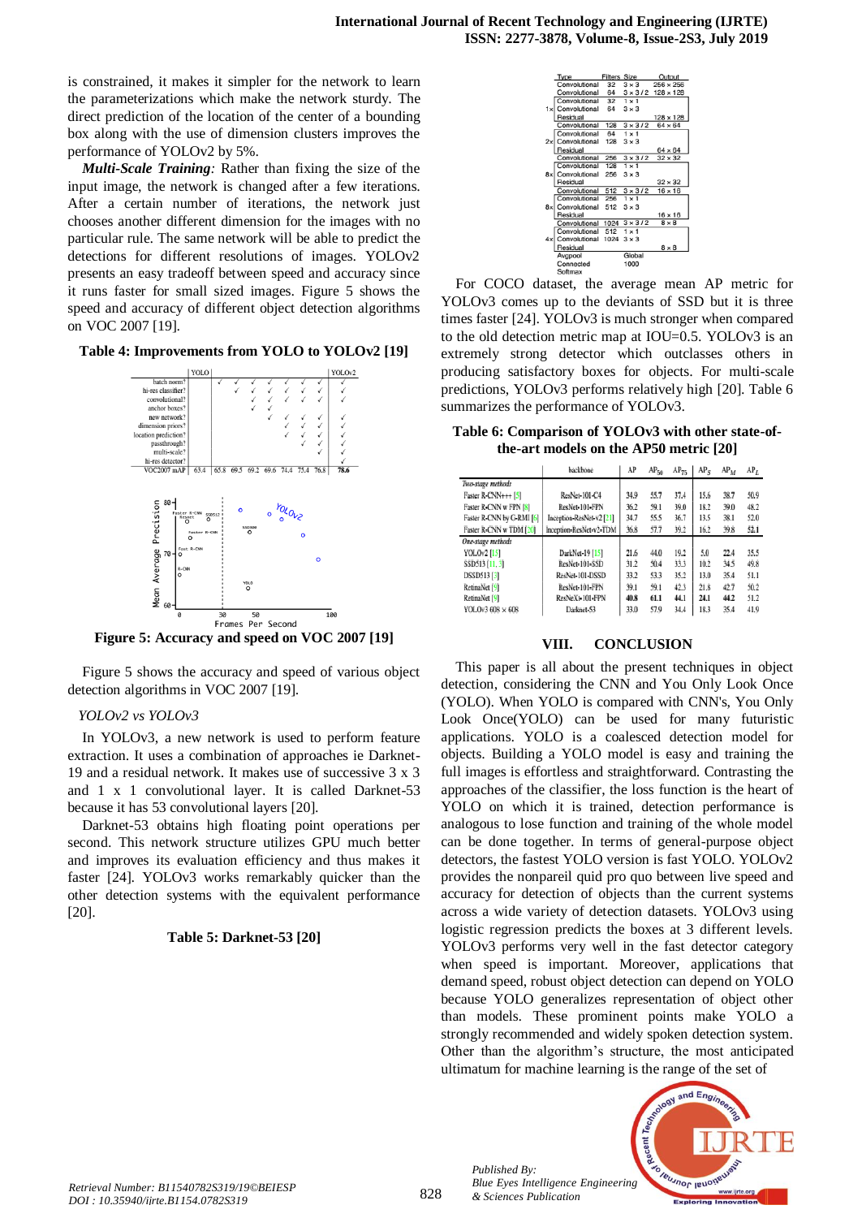is constrained, it makes it simpler for the network to learn the parameterizations which make the network sturdy. The direct prediction of the location of the center of a bounding box along with the use of dimension clusters improves the performance of YOLOv2 by 5%.

***Multi-Scale Training:*** Rather than fixing the size of the input image, the network is changed after a few iterations. After a certain number of iterations, the network just chooses another different dimension for the images with no particular rule. The same network will be able to predict the detections for different resolutions of images. YOLOv2 presents an easy tradeoff between speed and accuracy since it runs faster for small sized images. Figure 5 shows the speed and accuracy of different object detection algorithms on VOC 2007 [19].

**Table 4: Improvements from YOLO to YOLOv2 [19]**

| | YOLO | | | | | | | | YOLOv2 |
|---|---|---|---|---|---|---|---|---|---|
| batch norm? | | ✓ | ✓ | ✓ | ✓ | ✓ | ✓ | ✓ | ✓ |
| hi-res classifier? | | | ✓ | ✓ | ✓ | ✓ | ✓ | ✓ | ✓ |
| convolutional? | | | | ✓ | ✓ | ✓ | ✓ | ✓ | ✓ |
| anchor boxes? | | | | ✓ | ✓ | | | | |
| new network? | | | | | ✓ | ✓ | ✓ | ✓ | ✓ |
| dimension priors? | | | | | | ✓ | ✓ | ✓ | ✓ |
| location prediction? | | | | | | ✓ | ✓ | ✓ | ✓ |
| passthrough? | | | | | | | ✓ | ✓ | ✓ |
| multi-scale? | | | | | | | | ✓ | ✓ |
| hi-res detector? | | | | | | | | | ✓ |
| VOC2007 mAP | 63.4 | 65.8 | 69.5 | 69.2 | 69.6 | 74.4 | 75.4 | 76.8 | **78.6** |

**Figure 5: Accuracy and speed on VOC 2007 [19]**

Figure 5 shows the accuracy and speed of various object detection algorithms in VOC 2007 [19].

*YOLOv2 vs YOLOv3*

In YOLOv3, a new network is used to perform feature extraction. It uses a combination of approaches ie Darknet-19 and a residual network. It makes use of successive 3 x 3 and 1 x 1 convolutional layer. It is called Darknet-53 because it has 53 convolutional layers [20].

Darknet-53 obtains high floating point operations per second. This network structure utilizes GPU much better and improves its evaluation efficiency and thus makes it faster [24]. YOLOv3 works remarkably quicker than the other detection systems with the equivalent performance [20].

**Table 5: Darknet-53 [20]**

| | Type | Filters | Size | Output |
|---|---|---|---|---|
| | Convolutional | 32 | 3 × 3 | 256 × 256 |
| | Convolutional | 64 | 3 × 3 / 2 | 128 × 128 |
| 1× | Convolutional | 32 | 1 × 1 | |
| | Convolutional | 64 | 3 × 3 | |
| | Residual | | | 128 × 128 |
| | Convolutional | 128 | 3 × 3 / 2 | 64 × 64 |
| 2× | Convolutional | 64 | 1 × 1 | |
| | Convolutional | 128 | 3 × 3 | |
| | Residual | | | 64 × 64 |
| | Convolutional | 256 | 3 × 3 / 2 | 32 × 32 |
| 8× | Convolutional | 128 | 1 × 1 | |
| | Convolutional | 256 | 3 × 3 | |
| | Residual | | | 32 × 32 |
| | Convolutional | 512 | 3 × 3 / 2 | 16 × 16 |
| 8× | Convolutional | 256 | 1 × 1 | |
| | Convolutional | 512 | 3 × 3 | |
| | Residual | | | 16 × 16 |
| | Convolutional | 1024 | 3 × 3 / 2 | 8 × 8 |
| 4× | Convolutional | 512 | 1 × 1 | |
| | Convolutional | 1024 | 3 × 3 | |
| | Residual | | | 8 × 8 |
| | Avgpool | | Global | |
| | Connected | | 1000 | |
| | Softmax | | | |

For COCO dataset, the average mean AP metric for YOLOv3 comes up to the deviants of SSD but it is three times faster [24]. YOLOv3 is much stronger when compared to the old detection metric map at IOU=0.5. YOLOv3 is an extremely strong detector which outclasses others in producing satisfactory boxes for objects. For multi-scale predictions, YOLOv3 performs relatively high [20]. Table 6 summarizes the performance of YOLOv3.

**Table 6: Comparison of YOLOv3 with other state-of-the-art models on the AP50 metric [20]**

| | backbone | AP | $AP_{50}$ | $AP_{75}$ | $AP_S$ | $AP_M$ | $AP_L$ |
|---|---|---|---|---|---|---|---|
| *Two-stage methods* | | | | | | | |
| Faster R-CNN+++ [5] | ResNet-101-C4 | 34.9 | 55.7 | 37.4 | 15.6 | 38.7 | 50.9 |
| Faster R-CNN w FPN [8] | ResNet-101-FPN | 36.2 | 59.1 | 39.0 | 18.2 | 39.0 | 48.2 |
| Faster R-CNN by G-RMI [6] | Inception-ResNet-v2 [21] | 34.7 | 55.5 | 36.7 | 13.5 | 38.1 | 52.0 |
| Faster R-CNN w TDM [20] | Inception-ResNet-v2-TDM | 36.8 | 57.7 | 39.2 | 16.2 | 39.8 | **52.1** |
| *One-stage methods* | | | | | | | |
| YOLOv2 [15] | DarkNet-19 [15] | 21.6 | 44.0 | 19.2 | 5.0 | 22.4 | 35.5 |
| SSD513 [11, 3] | ResNet-101-SSD | 31.2 | 50.4 | 33.3 | 10.2 | 34.5 | 49.8 |
| DSSD513 [3] | ResNet-101-DSSD | 33.2 | 53.3 | 35.2 | 13.0 | 35.4 | 51.1 |
| RetinaNet [9] | ResNet-101-FPN | 39.1 | 59.1 | 42.3 | 21.8 | 42.7 | 50.2 |
| RetinaNet [9] | ResNeXt-101-FPN | **40.8** | **61.1** | **44.1** | **24.1** | **44.2** | 51.2 |
| YOLOv3 608 × 608 | Darknet-53 | 33.0 | 57.9 | 34.4 | 18.3 | 35.4 | 41.9 |

## VIII. CONCLUSION

This paper is all about the present techniques in object detection, considering the CNN and You Only Look Once (YOLO). When YOLO is compared with CNN's, You Only Look Once(YOLO) can be used for many futuristic applications. YOLO is a coalesced detection model for objects. Building a YOLO model is easy and training the full images is effortless and straightforward. Contrasting the approaches of the classifier, the loss function is the heart of YOLO on which it is trained, detection performance is analogous to lose function and training of the whole model can be done together. In terms of general-purpose object detectors, the fastest YOLO version is fast YOLO. YOLOv2 provides the nonpareil quid pro quo between live speed and accuracy for detection of objects than the current systems across a wide variety of detection datasets. YOLOv3 using logistic regression predicts the boxes at 3 different levels. YOLOv3 performs very well in the fast detector category when speed is important. Moreover, applications that demand speed, robust object detection can depend on YOLO because YOLO generalizes representation of object other than models. These prominent points make YOLO a strongly recommended and widely spoken detection system. Other than the algorithm's structure, the most anticipated ultimatum for machine learning is the range of the set of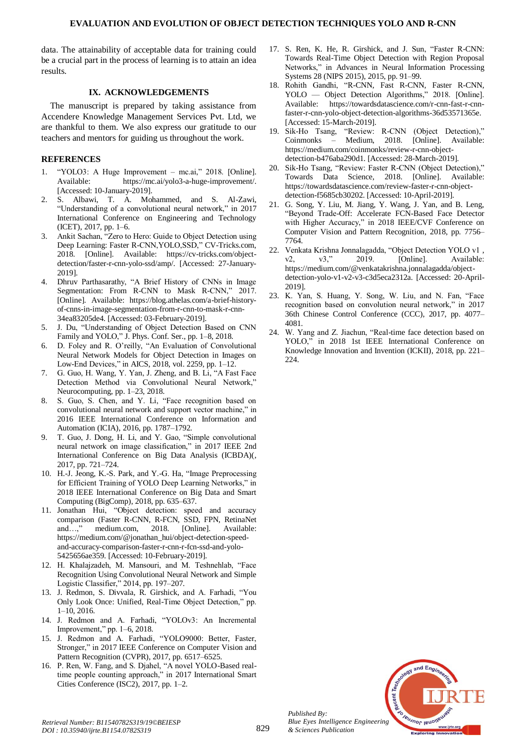data. The attainability of acceptable data for training could be a crucial part in the process of learning is to attain an idea results.

## IX. ACKNOWLEDGEMENTS

The manuscript is prepared by taking assistance from Accendere Knowledge Management Services Pvt. Ltd, we are thankful to them. We also express our gratitude to our teachers and mentors for guiding us throughout the work.

## REFERENCES

1. "YOLO3: A Huge Improvement – mc.ai," 2018. [Online]. Available: https://mc.ai/yolo3-a-huge-improvement/. [Accessed: 10-January-2019].
2. S. Albawi, T. A. Mohammed, and S. Al-Zawi, "Understanding of a convolutional neural network," in 2017 International Conference on Engineering and Technology (ICET), 2017, pp. 1–6.
3. Ankit Sachan, "Zero to Hero: Guide to Object Detection using Deep Learning: Faster R-CNN,YOLO,SSD," CV-Tricks.com, 2018. [Online]. Available: https://cv-tricks.com/object-detection/faster-r-cnn-yolo-ssd/amp/. [Accessed: 27-January-2019].
4. Dhruv Parthasarathy, "A Brief History of CNNs in Image Segmentation: From R-CNN to Mask R-CNN," 2017. [Online]. Available: https://blog.athelas.com/a-brief-history-of-cnns-in-image-segmentation-from-r-cnn-to-mask-r-cnn-34ea83205de4. [Accessed: 03-February-2019].
5. J. Du, "Understanding of Object Detection Based on CNN Family and YOLO," J. Phys. Conf. Ser., pp. 1–8, 2018.
6. D. Foley and R. O'reilly, "An Evaluation of Convolutional Neural Network Models for Object Detection in Images on Low-End Devices," in AICS, 2018, vol. 2259, pp. 1–12.
7. G. Guo, H. Wang, Y. Yan, J. Zheng, and B. Li, "A Fast Face Detection Method via Convolutional Neural Network," Neurocomputing, pp. 1–23, 2018.
8. S. Guo, S. Chen, and Y. Li, "Face recognition based on convolutional neural network and support vector machine," in 2016 IEEE International Conference on Information and Automation (ICIA), 2016, pp. 1787–1792.
9. T. Guo, J. Dong, H. Li, and Y. Gao, "Simple convolutional neural network on image classification," in 2017 IEEE 2nd International Conference on Big Data Analysis (ICBDA)(, 2017, pp. 721–724.
10. H.-J. Jeong, K.-S. Park, and Y.-G. Ha, "Image Preprocessing for Efficient Training of YOLO Deep Learning Networks," in 2018 IEEE International Conference on Big Data and Smart Computing (BigComp), 2018, pp. 635–637.
11. Jonathan Hui, "Object detection: speed and accuracy comparison (Faster R-CNN, R-FCN, SSD, FPN, RetinaNet and…," medium.com, 2018. [Online]. Available: https://medium.com/@jonathan_hui/object-detection-speed-and-accuracy-comparison-faster-r-cnn-r-fcn-ssd-and-yolo-5425656ae359. [Accessed: 10-February-2019].
12. H. Khalajzadeh, M. Mansouri, and M. Teshnehlab, "Face Recognition Using Convolutional Neural Network and Simple Logistic Classifier," 2014, pp. 197–207.
13. J. Redmon, S. Divvala, R. Girshick, and A. Farhadi, "You Only Look Once: Unified, Real-Time Object Detection," pp. 1–10, 2016.
14. J. Redmon and A. Farhadi, "YOLOv3: An Incremental Improvement," pp. 1–6, 2018.
15. J. Redmon and A. Farhadi, "YOLO9000: Better, Faster, Stronger," in 2017 IEEE Conference on Computer Vision and Pattern Recognition (CVPR), 2017, pp. 6517–6525.
16. P. Ren, W. Fang, and S. Djahel, "A novel YOLO-Based real-time people counting approach," in 2017 International Smart Cities Conference (ISC2), 2017, pp. 1–2.
17. S. Ren, K. He, R. Girshick, and J. Sun, "Faster R-CNN: Towards Real-Time Object Detection with Region Proposal Networks," in Advances in Neural Information Processing Systems 28 (NIPS 2015), 2015, pp. 91–99.
18. Rohith Gandhi, "R-CNN, Fast R-CNN, Faster R-CNN, YOLO — Object Detection Algorithms," 2018. [Online]. Available: https://towardsdatascience.com/r-cnn-fast-r-cnn-faster-r-cnn-yolo-object-detection-algorithms-36d53571365e. [Accessed: 15-March-2019].
19. Sik-Ho Tsang, "Review: R-CNN (Object Detection)," Coinmonks – Medium, 2018. [Online]. Available: https://medium.com/coinmonks/review-r-cnn-object-detection-b476aba290d1. [Accessed: 28-March-2019].
20. Sik-Ho Tsang, "Review: Faster R-CNN (Object Detection)," Towards Data Science, 2018. [Online]. Available: https://towardsdatascience.com/review-faster-r-cnn-object-detection-f5685cb30202. [Accessed: 10-April-2019].
21. G. Song, Y. Liu, M. Jiang, Y. Wang, J. Yan, and B. Leng, "Beyond Trade-Off: Accelerate FCN-Based Face Detector with Higher Accuracy," in 2018 IEEE/CVF Conference on Computer Vision and Pattern Recognition, 2018, pp. 7756–7764.
22. Venkata Krishna Jonnalagadda, "Object Detection YOLO v1 , v2, v3," 2019. [Online]. Available: https://medium.com/@venkatakrishna.jonnalagadda/object-detection-yolo-v1-v2-v3-c3d5eca2312a. [Accessed: 20-April-2019].
23. K. Yan, S. Huang, Y. Song, W. Liu, and N. Fan, "Face recognition based on convolution neural network," in 2017 36th Chinese Control Conference (CCC), 2017, pp. 4077–4081.
24. W. Yang and Z. Jiachun, "Real-time face detection based on YOLO," in 2018 1st IEEE International Conference on Knowledge Innovation and Invention (ICKII), 2018, pp. 221–224.